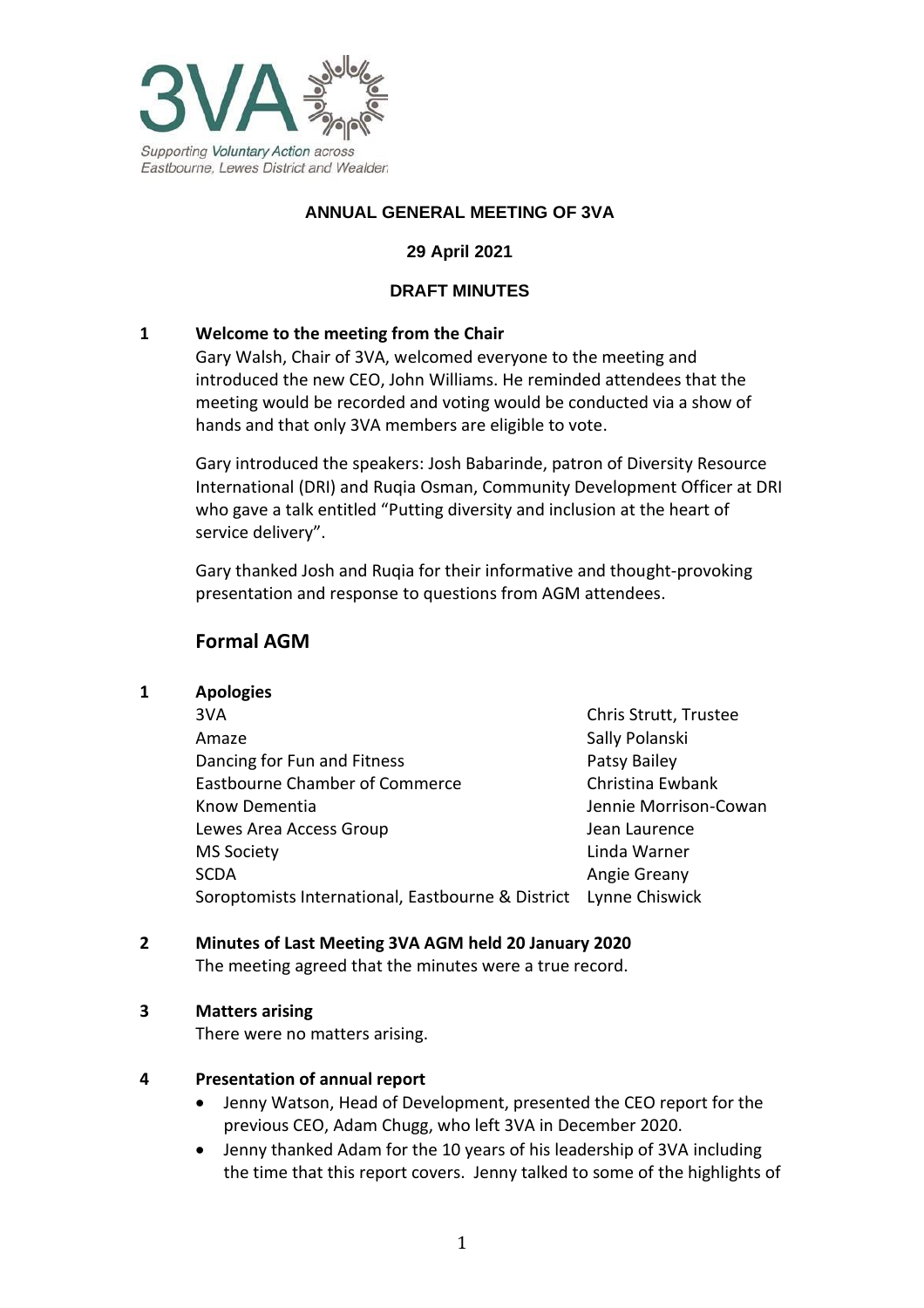Supporting Voluntary Action across Eastbourne, Lewes District and Wealden

# ANNUAL GENERAL MEETING OF 3VA

**29 April 2021**

**DRAFT MINUTES**

**1 Welcome to the meeting from the Chair**

Gary Walsh, Chair of 3VA, welcomed everyone to the meeting and introduced the new CEO, John Williams. He reminded attendees that the meeting would be recorded and voting would be conducted via a show of hands and that only 3VA members are eligible to vote.

Gary introduced the speakers: Josh Babarinde, patron of Diversity Resource International (DRI) and Ruqia Osman, Community Development Officer at DRI who gave a talk entitled "Putting diversity and inclusion at the heart of service delivery".

Gary thanked Josh and Ruqia for their informative and thought-provoking presentation and response to questions from AGM attendees.

## Formal AGM

**1 Apologies**

| | |
|---|---|
| 3VA | Chris Strutt, Trustee |
| Amaze | Sally Polanski |
| Dancing for Fun and Fitness | Patsy Bailey |
| Eastbourne Chamber of Commerce | Christina Ewbank |
| Know Dementia | Jennie Morrison-Cowan |
| Lewes Area Access Group | Jean Laurence |
| MS Society | Linda Warner |
| SCDA | Angie Greany |
| Soroptomists International, Eastbourne & District | Lynne Chiswick |

**2 Minutes of Last Meeting 3VA AGM held 20 January 2020**

The meeting agreed that the minutes were a true record.

**3 Matters arising**

There were no matters arising.

**4 Presentation of annual report**

- Jenny Watson, Head of Development, presented the CEO report for the previous CEO, Adam Chugg, who left 3VA in December 2020.
- Jenny thanked Adam for the 10 years of his leadership of 3VA including the time that this report covers. Jenny talked to some of the highlights of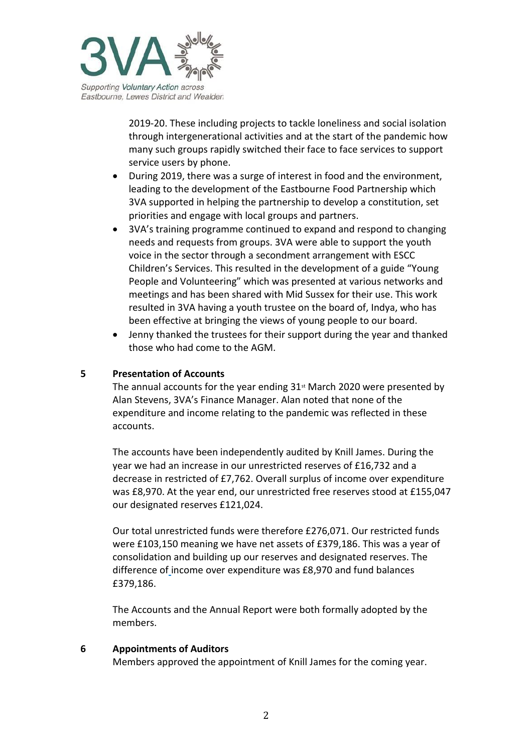2019-20. These including projects to tackle loneliness and social isolation through intergenerational activities and at the start of the pandemic how many such groups rapidly switched their face to face services to support service users by phone.

- During 2019, there was a surge of interest in food and the environment, leading to the development of the Eastbourne Food Partnership which 3VA supported in helping the partnership to develop a constitution, set priorities and engage with local groups and partners.
- 3VA's training programme continued to expand and respond to changing needs and requests from groups. 3VA were able to support the youth voice in the sector through a secondment arrangement with ESCC Children's Services. This resulted in the development of a guide "Young People and Volunteering" which was presented at various networks and meetings and has been shared with Mid Sussex for their use. This work resulted in 3VA having a youth trustee on the board of, Indya, who has been effective at bringing the views of young people to our board.
- Jenny thanked the trustees for their support during the year and thanked those who had come to the AGM.

**5 Presentation of Accounts**

The annual accounts for the year ending 31st March 2020 were presented by Alan Stevens, 3VA's Finance Manager. Alan noted that none of the expenditure and income relating to the pandemic was reflected in these accounts.

The accounts have been independently audited by Knill James. During the year we had an increase in our unrestricted reserves of £16,732 and a decrease in restricted of £7,762. Overall surplus of income over expenditure was £8,970. At the year end, our unrestricted free reserves stood at £155,047 our designated reserves £121,024.

Our total unrestricted funds were therefore £276,071. Our restricted funds were £103,150 meaning we have net assets of £379,186. This was a year of consolidation and building up our reserves and designated reserves. The difference of income over expenditure was £8,970 and fund balances £379,186.

The Accounts and the Annual Report were both formally adopted by the members.

**6 Appointments of Auditors**

Members approved the appointment of Knill James for the coming year.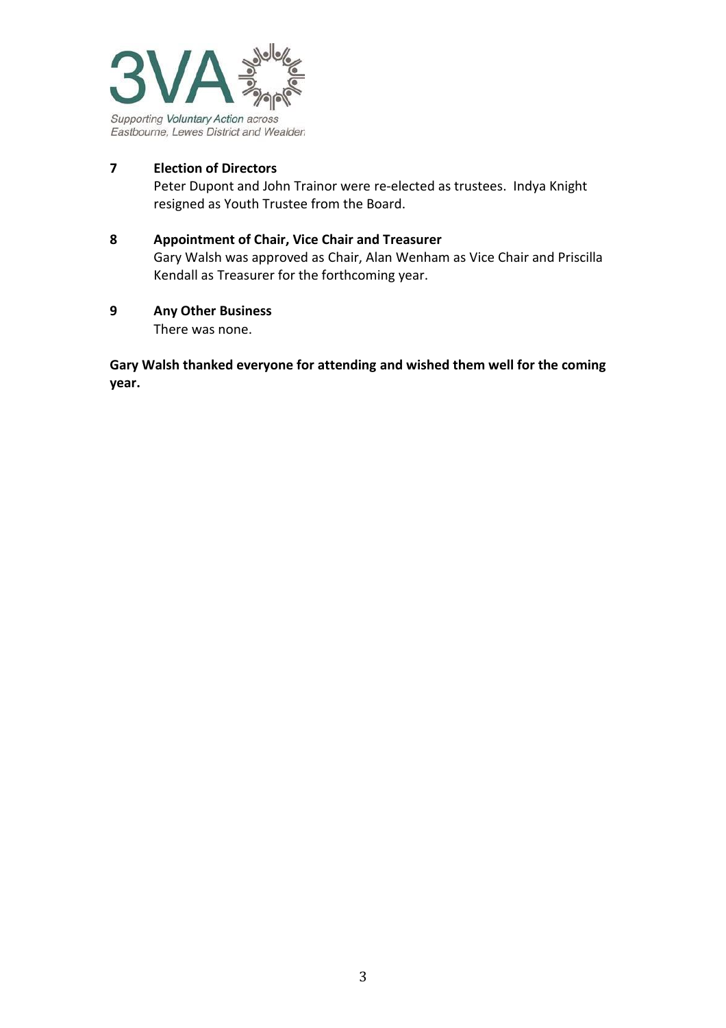**7 Election of Directors**

Peter Dupont and John Trainor were re-elected as trustees. Indya Knight resigned as Youth Trustee from the Board.

**8 Appointment of Chair, Vice Chair and Treasurer**

Gary Walsh was approved as Chair, Alan Wenham as Vice Chair and Priscilla Kendall as Treasurer for the forthcoming year.

**9 Any Other Business**

There was none.

**Gary Walsh thanked everyone for attending and wished them well for the coming year.**